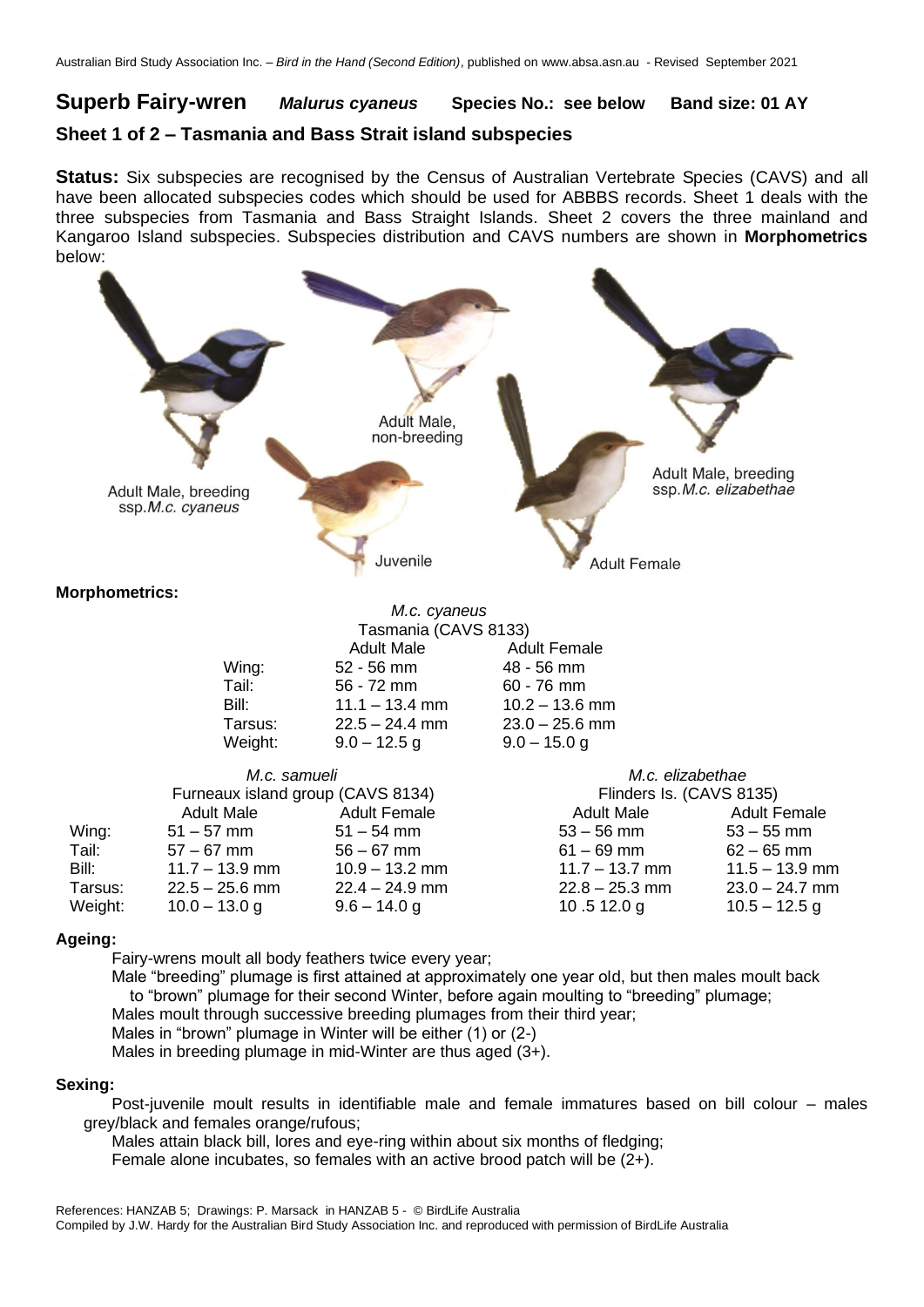# Superb Fairy-wren *Malurus cyaneus* Species No.: see below Band size: 01 AY

## Sheet 1 of 2 – Tasmania and Bass Strait island subspecies

**Status:** Six subspecies are recognised by the Census of Australian Vertebrate Species (CAVS) and all have been allocated subspecies codes which should be used for ABBBS records. Sheet 1 deals with the three subspecies from Tasmania and Bass Straight Islands. Sheet 2 covers the three mainland and Kangaroo Island subspecies. Subspecies distribution and CAVS numbers are shown in **Morphometrics** below:

Adult Male, breeding ssp. *M.c. cyaneus*

Adult Male, non-breeding

Juvenile

Adult Female

Adult Male, breeding ssp. *M.c. elizabethae*

**Morphometrics:**

*M.c. cyaneus*
Tasmania (CAVS 8133)

| | Adult Male | Adult Female |
|---|---|---|
| Wing: | 52 - 56 mm | 48 - 56 mm |
| Tail: | 56 - 72 mm | 60 - 76 mm |
| Bill: | 11.1 – 13.4 mm | 10.2 – 13.6 mm |
| Tarsus: | 22.5 – 24.4 mm | 23.0 – 25.6 mm |
| Weight: | 9.0 – 12.5 g | 9.0 – 15.0 g |

| | *M.c. samueli* Furneaux island group (CAVS 8134) | | *M.c. elizabethae* Flinders Is. (CAVS 8135) | |
|---|---|---|---|---|
| | Adult Male | Adult Female | Adult Male | Adult Female |
| Wing: | 51 – 57 mm | 51 – 54 mm | 53 – 56 mm | 53 – 55 mm |
| Tail: | 57 – 67 mm | 56 – 67 mm | 61 – 69 mm | 62 – 65 mm |
| Bill: | 11.7 – 13.9 mm | 10.9 – 13.2 mm | 11.7 – 13.7 mm | 11.5 – 13.9 mm |
| Tarsus: | 22.5 – 25.6 mm | 22.4 – 24.9 mm | 22.8 – 25.3 mm | 23.0 – 24.7 mm |
| Weight: | 10.0 – 13.0 g | 9.6 – 14.0 g | 10 .5 12.0 g | 10.5 – 12.5 g |

**Ageing:**

Fairy-wrens moult all body feathers twice every year;
Male "breeding" plumage is first attained at approximately one year old, but then males moult back to "brown" plumage for their second Winter, before again moulting to "breeding" plumage;
Males moult through successive breeding plumages from their third year;
Males in "brown" plumage in Winter will be either (1) or (2-)
Males in breeding plumage in mid-Winter are thus aged (3+).

**Sexing:**

Post-juvenile moult results in identifiable male and female immatures based on bill colour – males grey/black and females orange/rufous;
Males attain black bill, lores and eye-ring within about six months of fledging;
Female alone incubates, so females with an active brood patch will be (2+).

References: HANZAB 5; Drawings: P. Marsack in HANZAB 5 - © BirdLife Australia
Compiled by J.W. Hardy for the Australian Bird Study Association Inc. and reproduced with permission of BirdLife Australia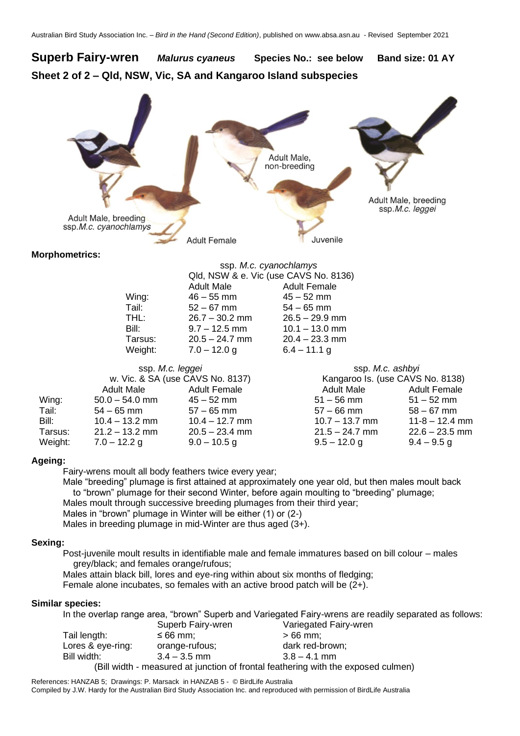Australian Bird Study Association Inc. – *Bird in the Hand (Second Edition)*, published on www.absa.asn.au - Revised September 2021

# Superb Fairy-wren *Malurus cyaneus* Species No.: see below Band size: 01 AY

## Sheet 2 of 2 – Qld, NSW, Vic, SA and Kangaroo Island subspecies

Adult Male, breeding ssp. *M.c. cyanochlamys*

Adult Female

Adult Male, non-breeding

Juvenile

Adult Male, breeding ssp. *M.c. leggei*

### Morphometrics:

| | ssp. *M.c. cyanochlamys* Qld, NSW & e. Vic (use CAVS No. 8136) | |
|---|---|---|
| | Adult Male | Adult Female |
| Wing: | 46 – 55 mm | 45 – 52 mm |
| Tail: | 52 – 67 mm | 54 – 65 mm |
| THL: | 26.7 – 30.2 mm | 26.5 – 29.9 mm |
| Bill: | 9.7 – 12.5 mm | 10.1 – 13.0 mm |
| Tarsus: | 20.5 – 24.7 mm | 20.4 – 23.3 mm |
| Weight: | 7.0 – 12.0 g | 6.4 – 11.1 g |

| | ssp. *M.c. leggei* w. Vic. & SA (use CAVS No. 8137) | | ssp. *M.c. ashbyi* Kangaroo Is. (use CAVS No. 8138) | |
|---|---|---|---|---|
| | Adult Male | Adult Female | Adult Male | Adult Female |
| Wing: | 50.0 – 54.0 mm | 45 – 52 mm | 51 – 56 mm | 51 – 52 mm |
| Tail: | 54 – 65 mm | 57 – 65 mm | 57 – 66 mm | 58 – 67 mm |
| Bill: | 10.4 – 13.2 mm | 10.4 – 12.7 mm | 10.7 – 13.7 mm | 11-8 – 12.4 mm |
| Tarsus: | 21.2 – 13.2 mm | 20.5 – 23.4 mm | 21.5 – 24.7 mm | 22.6 – 23.5 mm |
| Weight: | 7.0 – 12.2 g | 9.0 – 10.5 g | 9.5 – 12.0 g | 9.4 – 9.5 g |

### Ageing:

Fairy-wrens moult all body feathers twice every year;
Male "breeding" plumage is first attained at approximately one year old, but then males moult back to "brown" plumage for their second Winter, before again moulting to "breeding" plumage;
Males moult through successive breeding plumages from their third year;
Males in "brown" plumage in Winter will be either (1) or (2-)
Males in breeding plumage in mid-Winter are thus aged (3+).

### Sexing:

Post-juvenile moult results in identifiable male and female immatures based on bill colour – males grey/black; and females orange/rufous;
Males attain black bill, lores and eye-ring within about six months of fledging;
Female alone incubates, so females with an active brood patch will be (2+).

### Similar species:

In the overlap range area, "brown" Superb and Variegated Fairy-wrens are readily separated as follows:

| | Superb Fairy-wren | Variegated Fairy-wren |
|---|---|---|
| Tail length: | ≤ 66 mm; | > 66 mm; |
| Lores & eye-ring: | orange-rufous; | dark red-brown; |
| Bill width: | 3.4 – 3.5 mm | 3.8 – 4.1 mm |

(Bill width - measured at junction of frontal feathering with the exposed culmen)

References: HANZAB 5; Drawings: P. Marsack in HANZAB 5 - © BirdLife Australia
Compiled by J.W. Hardy for the Australian Bird Study Association Inc. and reproduced with permission of BirdLife Australia